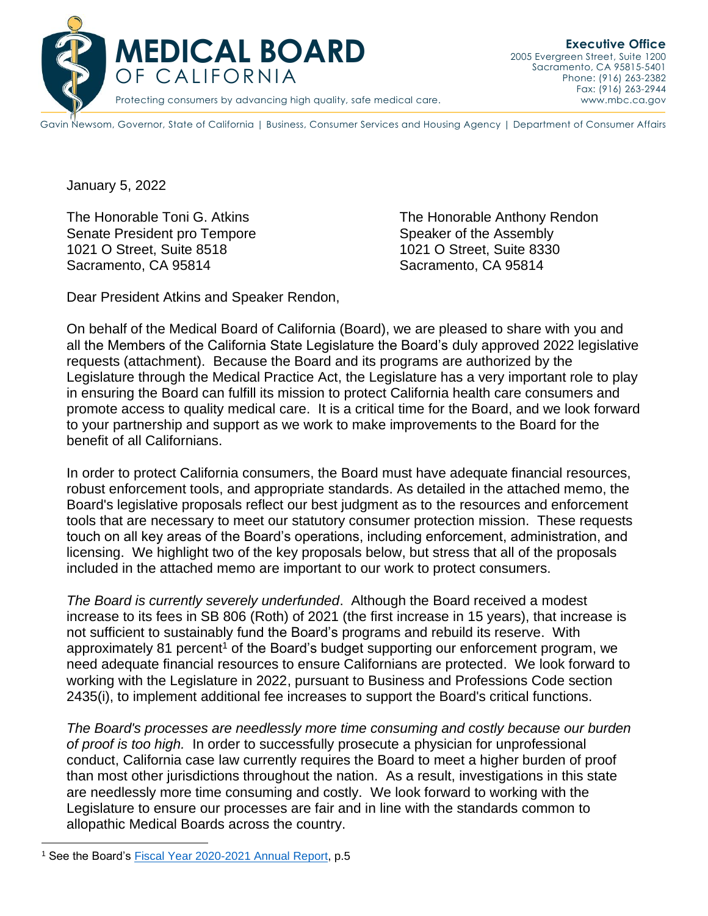# MEDICAL BOARD OF CALIFORNIA

Protecting consumers by advancing high quality, safe medical care.

**Executive Office**
2005 Evergreen Street, Suite 1200
Sacramento, CA 95815-5401
Phone: (916) 263-2382
Fax: (916) 263-2944
www.mbc.ca.gov

Gavin Newsom, Governor, State of California | Business, Consumer Services and Housing Agency | Department of Consumer Affairs

January 5, 2022

The Honorable Toni G. Atkins
Senate President pro Tempore
1021 O Street, Suite 8518
Sacramento, CA 95814

The Honorable Anthony Rendon
Speaker of the Assembly
1021 O Street, Suite 8330
Sacramento, CA 95814

Dear President Atkins and Speaker Rendon,

On behalf of the Medical Board of California (Board), we are pleased to share with you and all the Members of the California State Legislature the Board's duly approved 2022 legislative requests (attachment). Because the Board and its programs are authorized by the Legislature through the Medical Practice Act, the Legislature has a very important role to play in ensuring the Board can fulfill its mission to protect California health care consumers and promote access to quality medical care. It is a critical time for the Board, and we look forward to your partnership and support as we work to make improvements to the Board for the benefit of all Californians.

In order to protect California consumers, the Board must have adequate financial resources, robust enforcement tools, and appropriate standards. As detailed in the attached memo, the Board's legislative proposals reflect our best judgment as to the resources and enforcement tools that are necessary to meet our statutory consumer protection mission. These requests touch on all key areas of the Board's operations, including enforcement, administration, and licensing. We highlight two of the key proposals below, but stress that all of the proposals included in the attached memo are important to our work to protect consumers.

*The Board is currently severely underfunded*. Although the Board received a modest increase to its fees in SB 806 (Roth) of 2021 (the first increase in 15 years), that increase is not sufficient to sustainably fund the Board's programs and rebuild its reserve. With approximately 81 percent[1] of the Board's budget supporting our enforcement program, we need adequate financial resources to ensure Californians are protected. We look forward to working with the Legislature in 2022, pursuant to Business and Professions Code section 2435(i), to implement additional fee increases to support the Board's critical functions.

*The Board's processes are needlessly more time consuming and costly because our burden of proof is too high.* In order to successfully prosecute a physician for unprofessional conduct, California case law currently requires the Board to meet a higher burden of proof than most other jurisdictions throughout the nation. As a result, investigations in this state are needlessly more time consuming and costly. We look forward to working with the Legislature to ensure our processes are fair and in line with the standards common to allopathic Medical Boards across the country.

[1] See the Board's Fiscal Year 2020-2021 Annual Report, p.5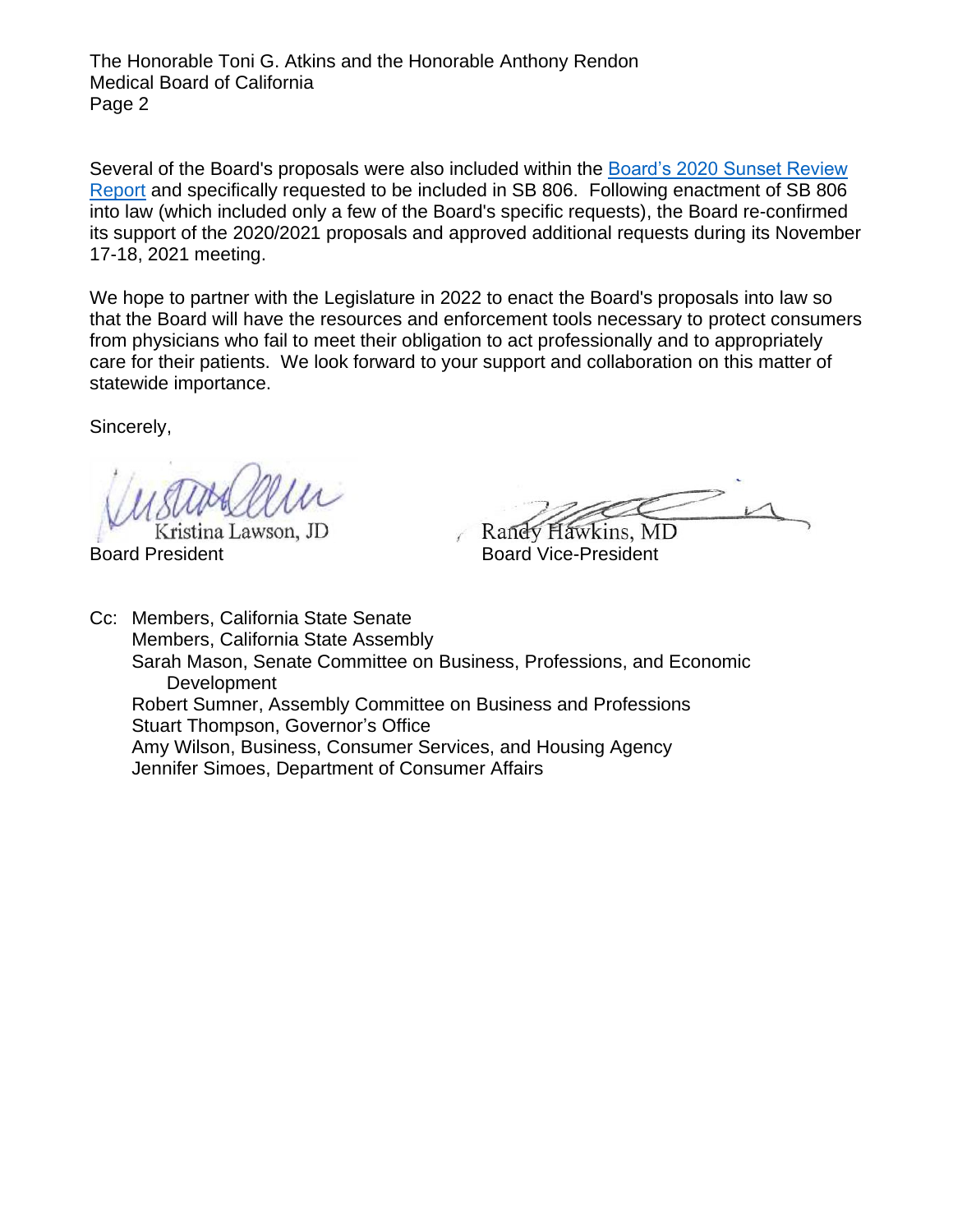Several of the Board's proposals were also included within the [Board's 2020 Sunset Review Report] and specifically requested to be included in SB 806. Following enactment of SB 806 into law (which included only a few of the Board's specific requests), the Board re-confirmed its support of the 2020/2021 proposals and approved additional requests during its November 17-18, 2021 meeting.

We hope to partner with the Legislature in 2022 to enact the Board's proposals into law so that the Board will have the resources and enforcement tools necessary to protect consumers from physicians who fail to meet their obligation to act professionally and to appropriately care for their patients. We look forward to your support and collaboration on this matter of statewide importance.

Sincerely,

Kristina Lawson, JD
Board President

Randy Hawkins, MD
Board Vice-President

Cc: Members, California State Senate
Members, California State Assembly
Sarah Mason, Senate Committee on Business, Professions, and Economic Development
Robert Sumner, Assembly Committee on Business and Professions
Stuart Thompson, Governor's Office
Amy Wilson, Business, Consumer Services, and Housing Agency
Jennifer Simoes, Department of Consumer Affairs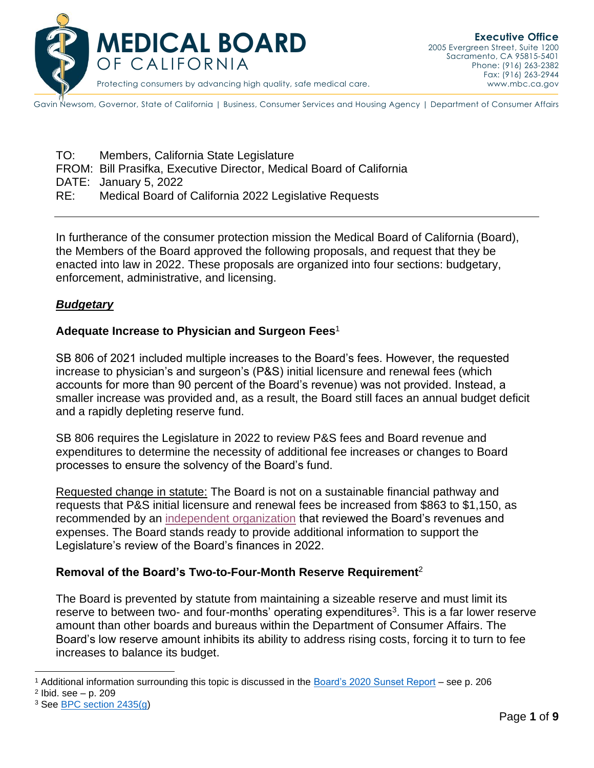**MEDICAL BOARD OF CALIFORNIA**

Protecting consumers by advancing high quality, safe medical care.

**Executive Office**
2005 Evergreen Street, Suite 1200
Sacramento, CA 95815-5401
Phone: (916) 263-2382
Fax: (916) 263-2944
www.mbc.ca.gov

Gavin Newsom, Governor, State of California | Business, Consumer Services and Housing Agency | Department of Consumer Affairs

TO: Members, California State Legislature
FROM: Bill Prasifka, Executive Director, Medical Board of California
DATE: January 5, 2022
RE: Medical Board of California 2022 Legislative Requests

---

In furtherance of the consumer protection mission the Medical Board of California (Board), the Members of the Board approved the following proposals, and request that they be enacted into law in 2022. These proposals are organized into four sections: budgetary, enforcement, administrative, and licensing.

## ***Budgetary***

### Adequate Increase to Physician and Surgeon Fees[1]

SB 806 of 2021 included multiple increases to the Board's fees. However, the requested increase to physician's and surgeon's (P&S) initial licensure and renewal fees (which accounts for more than 90 percent of the Board's revenue) was not provided. Instead, a smaller increase was provided and, as a result, the Board still faces an annual budget deficit and a rapidly depleting reserve fund.

SB 806 requires the Legislature in 2022 to review P&S fees and Board revenue and expenditures to determine the necessity of additional fee increases or changes to Board processes to ensure the solvency of the Board's fund.

Requested change in statute: The Board is not on a sustainable financial pathway and requests that P&S initial licensure and renewal fees be increased from $863 to $1,150, as recommended by an independent organization that reviewed the Board's revenues and expenses. The Board stands ready to provide additional information to support the Legislature's review of the Board's finances in 2022.

### Removal of the Board's Two-to-Four-Month Reserve Requirement[2]

The Board is prevented by statute from maintaining a sizeable reserve and must limit its reserve to between two- and four-months' operating expenditures[3]. This is a far lower reserve amount than other boards and bureaus within the Department of Consumer Affairs. The Board's low reserve amount inhibits its ability to address rising costs, forcing it to turn to fee increases to balance its budget.

---

[1] Additional information surrounding this topic is discussed in the Board's 2020 Sunset Report – see p. 206

[2] Ibid. see – p. 209

[3] See BPC section 2435(g)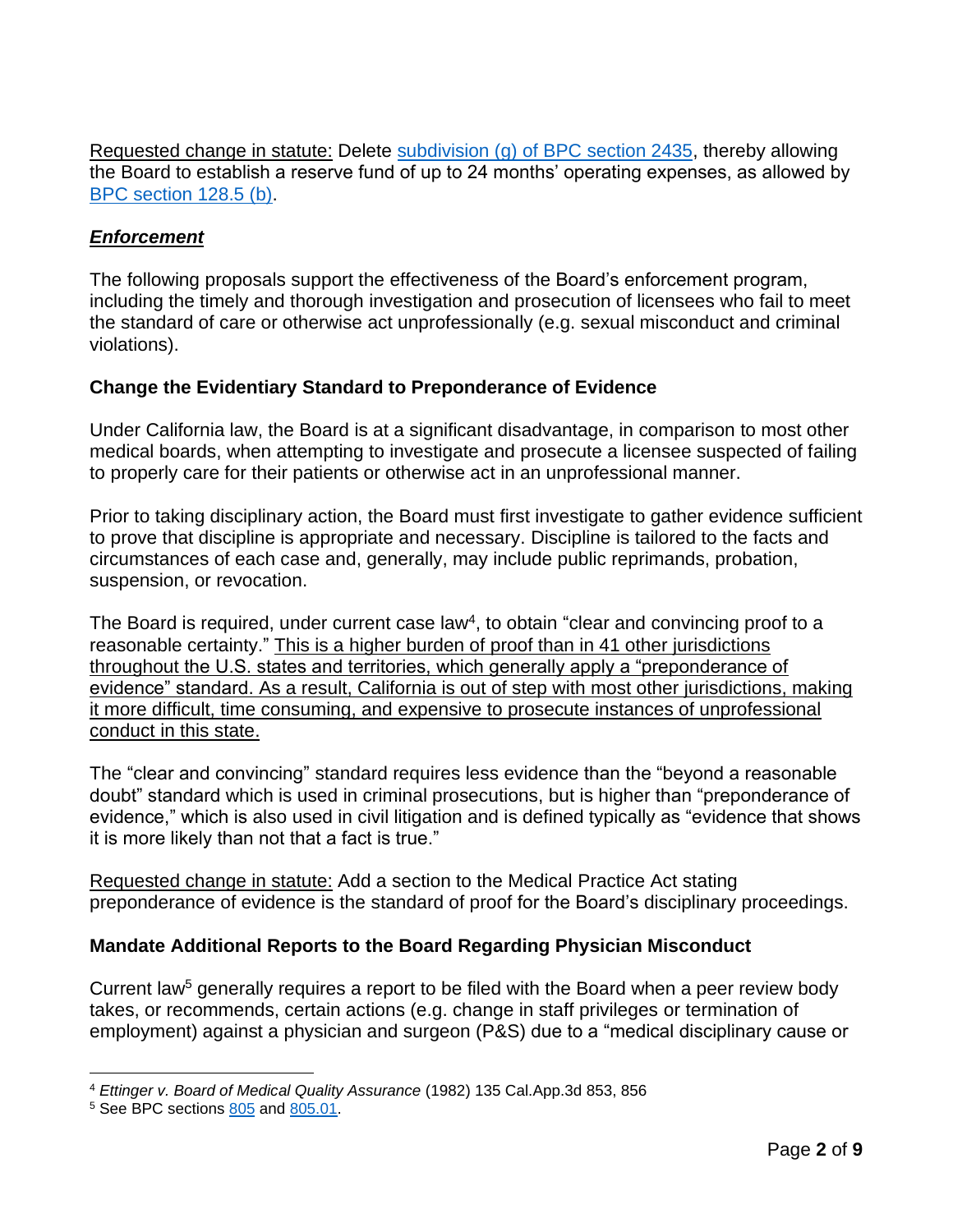Requested change in statute: Delete [subdivision (g) of BPC section 2435](), thereby allowing the Board to establish a reserve fund of up to 24 months' operating expenses, as allowed by [BPC section 128.5 (b)]().

### ***Enforcement***

The following proposals support the effectiveness of the Board's enforcement program, including the timely and thorough investigation and prosecution of licensees who fail to meet the standard of care or otherwise act unprofessionally (e.g. sexual misconduct and criminal violations).

#### **Change the Evidentiary Standard to Preponderance of Evidence**

Under California law, the Board is at a significant disadvantage, in comparison to most other medical boards, when attempting to investigate and prosecute a licensee suspected of failing to properly care for their patients or otherwise act in an unprofessional manner.

Prior to taking disciplinary action, the Board must first investigate to gather evidence sufficient to prove that discipline is appropriate and necessary. Discipline is tailored to the facts and circumstances of each case and, generally, may include public reprimands, probation, suspension, or revocation.

The Board is required, under current case law[4], to obtain "clear and convincing proof to a reasonable certainty." This is a higher burden of proof than in 41 other jurisdictions throughout the U.S. states and territories, which generally apply a "preponderance of evidence" standard. As a result, California is out of step with most other jurisdictions, making it more difficult, time consuming, and expensive to prosecute instances of unprofessional conduct in this state.

The "clear and convincing" standard requires less evidence than the "beyond a reasonable doubt" standard which is used in criminal prosecutions, but is higher than "preponderance of evidence," which is also used in civil litigation and is defined typically as "evidence that shows it is more likely than not that a fact is true."

Requested change in statute: Add a section to the Medical Practice Act stating preponderance of evidence is the standard of proof for the Board's disciplinary proceedings.

#### **Mandate Additional Reports to the Board Regarding Physician Misconduct**

Current law[5] generally requires a report to be filed with the Board when a peer review body takes, or recommends, certain actions (e.g. change in staff privileges or termination of employment) against a physician and surgeon (P&S) due to a "medical disciplinary cause or

---

[4] *Ettinger v. Board of Medical Quality Assurance* (1982) 135 Cal.App.3d 853, 856

[5] See BPC sections [805]() and [805.01]().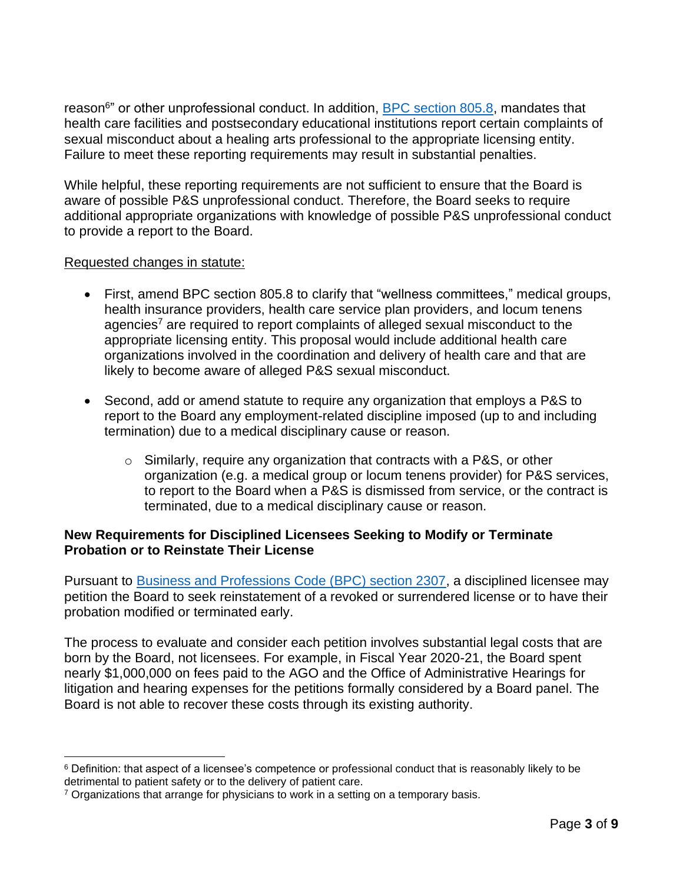reason[6]" or other unprofessional conduct. In addition, [BPC section 805.8](), mandates that health care facilities and postsecondary educational institutions report certain complaints of sexual misconduct about a healing arts professional to the appropriate licensing entity. Failure to meet these reporting requirements may result in substantial penalties.

While helpful, these reporting requirements are not sufficient to ensure that the Board is aware of possible P&S unprofessional conduct. Therefore, the Board seeks to require additional appropriate organizations with knowledge of possible P&S unprofessional conduct to provide a report to the Board.

<u>Requested changes in statute:</u>

- First, amend BPC section 805.8 to clarify that "wellness committees," medical groups, health insurance providers, health care service plan providers, and locum tenens agencies[7] are required to report complaints of alleged sexual misconduct to the appropriate licensing entity. This proposal would include additional health care organizations involved in the coordination and delivery of health care and that are likely to become aware of alleged P&S sexual misconduct.

- Second, add or amend statute to require any organization that employs a P&S to report to the Board any employment-related discipline imposed (up to and including termination) due to a medical disciplinary cause or reason.
    - Similarly, require any organization that contracts with a P&S, or other organization (e.g. a medical group or locum tenens provider) for P&S services, to report to the Board when a P&S is dismissed from service, or the contract is terminated, due to a medical disciplinary cause or reason.

**New Requirements for Disciplined Licensees Seeking to Modify or Terminate Probation or to Reinstate Their License**

Pursuant to [Business and Professions Code (BPC) section 2307](), a disciplined licensee may petition the Board to seek reinstatement of a revoked or surrendered license or to have their probation modified or terminated early.

The process to evaluate and consider each petition involves substantial legal costs that are born by the Board, not licensees. For example, in Fiscal Year 2020-21, the Board spent nearly $1,000,000 on fees paid to the AGO and the Office of Administrative Hearings for litigation and hearing expenses for the petitions formally considered by a Board panel. The Board is not able to recover these costs through its existing authority.

---

[6] Definition: that aspect of a licensee's competence or professional conduct that is reasonably likely to be detrimental to patient safety or to the delivery of patient care.

[7] Organizations that arrange for physicians to work in a setting on a temporary basis.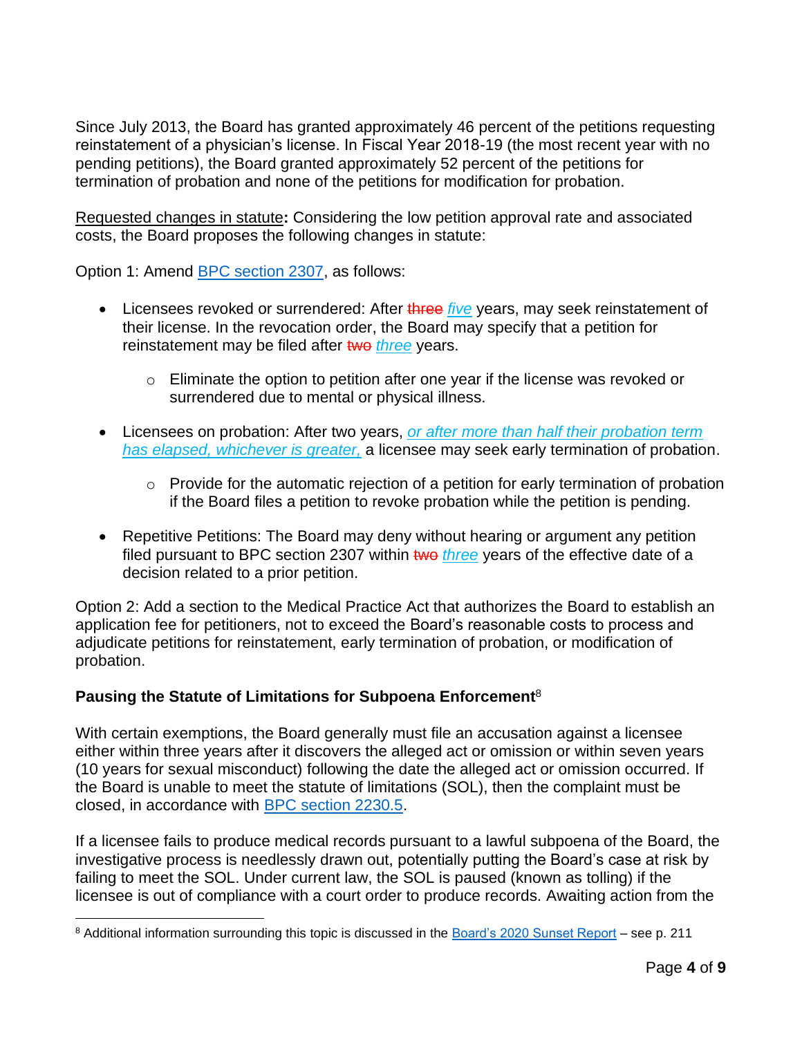Since July 2013, the Board has granted approximately 46 percent of the petitions requesting reinstatement of a physician's license. In Fiscal Year 2018-19 (the most recent year with no pending petitions), the Board granted approximately 52 percent of the petitions for termination of probation and none of the petitions for modification for probation.

Requested changes in statute**:** Considering the low petition approval rate and associated costs, the Board proposes the following changes in statute:

Option 1: Amend BPC section 2307, as follows:

- Licensees revoked or surrendered: After ~~three~~ *five* years, may seek reinstatement of their license. In the revocation order, the Board may specify that a petition for reinstatement may be filed after ~~two~~ *three* years.
  - Eliminate the option to petition after one year if the license was revoked or surrendered due to mental or physical illness.
- Licensees on probation: After two years, *or after more than half their probation term has elapsed, whichever is greater,* a licensee may seek early termination of probation.
  - Provide for the automatic rejection of a petition for early termination of probation if the Board files a petition to revoke probation while the petition is pending.
- Repetitive Petitions: The Board may deny without hearing or argument any petition filed pursuant to BPC section 2307 within ~~two~~ *three* years of the effective date of a decision related to a prior petition.

Option 2: Add a section to the Medical Practice Act that authorizes the Board to establish an application fee for petitioners, not to exceed the Board's reasonable costs to process and adjudicate petitions for reinstatement, early termination of probation, or modification of probation.

**Pausing the Statute of Limitations for Subpoena Enforcement**[8]

With certain exemptions, the Board generally must file an accusation against a licensee either within three years after it discovers the alleged act or omission or within seven years (10 years for sexual misconduct) following the date the alleged act or omission occurred. If the Board is unable to meet the statute of limitations (SOL), then the complaint must be closed, in accordance with BPC section 2230.5.

If a licensee fails to produce medical records pursuant to a lawful subpoena of the Board, the investigative process is needlessly drawn out, potentially putting the Board's case at risk by failing to meet the SOL. Under current law, the SOL is paused (known as tolling) if the licensee is out of compliance with a court order to produce records. Awaiting action from the

[8] Additional information surrounding this topic is discussed in the Board's 2020 Sunset Report – see p. 211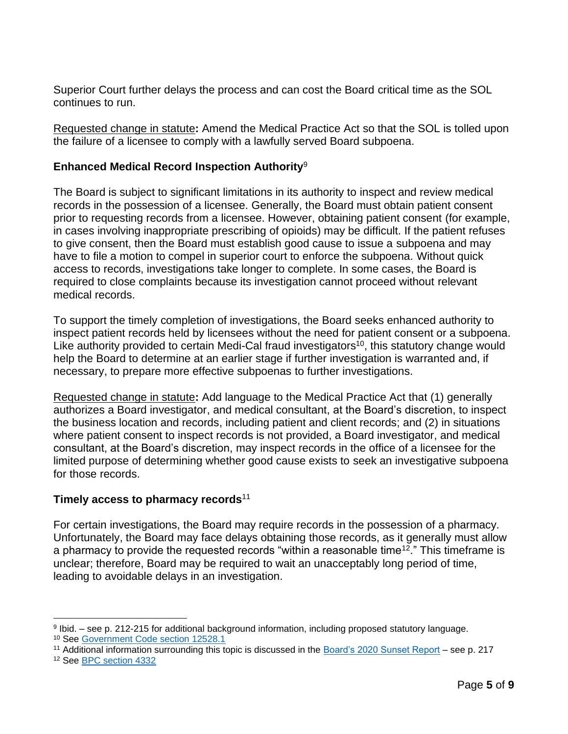Superior Court further delays the process and can cost the Board critical time as the SOL continues to run.

Requested change in statute: Amend the Medical Practice Act so that the SOL is tolled upon the failure of a licensee to comply with a lawfully served Board subpoena.

### Enhanced Medical Record Inspection Authority[9]

The Board is subject to significant limitations in its authority to inspect and review medical records in the possession of a licensee. Generally, the Board must obtain patient consent prior to requesting records from a licensee. However, obtaining patient consent (for example, in cases involving inappropriate prescribing of opioids) may be difficult. If the patient refuses to give consent, then the Board must establish good cause to issue a subpoena and may have to file a motion to compel in superior court to enforce the subpoena. Without quick access to records, investigations take longer to complete. In some cases, the Board is required to close complaints because its investigation cannot proceed without relevant medical records.

To support the timely completion of investigations, the Board seeks enhanced authority to inspect patient records held by licensees without the need for patient consent or a subpoena. Like authority provided to certain Medi-Cal fraud investigators[10], this statutory change would help the Board to determine at an earlier stage if further investigation is warranted and, if necessary, to prepare more effective subpoenas to further investigations.

Requested change in statute: Add language to the Medical Practice Act that (1) generally authorizes a Board investigator, and medical consultant, at the Board's discretion, to inspect the business location and records, including patient and client records; and (2) in situations where patient consent to inspect records is not provided, a Board investigator, and medical consultant, at the Board's discretion, may inspect records in the office of a licensee for the limited purpose of determining whether good cause exists to seek an investigative subpoena for those records.

### Timely access to pharmacy records[11]

For certain investigations, the Board may require records in the possession of a pharmacy. Unfortunately, the Board may face delays obtaining those records, as it generally must allow a pharmacy to provide the requested records "within a reasonable time[12]." This timeframe is unclear; therefore, Board may be required to wait an unacceptably long period of time, leading to avoidable delays in an investigation.

---

[9] Ibid. – see p. 212-215 for additional background information, including proposed statutory language.

[10] See Government Code section 12528.1

[11] Additional information surrounding this topic is discussed in the Board's 2020 Sunset Report – see p. 217

[12] See BPC section 4332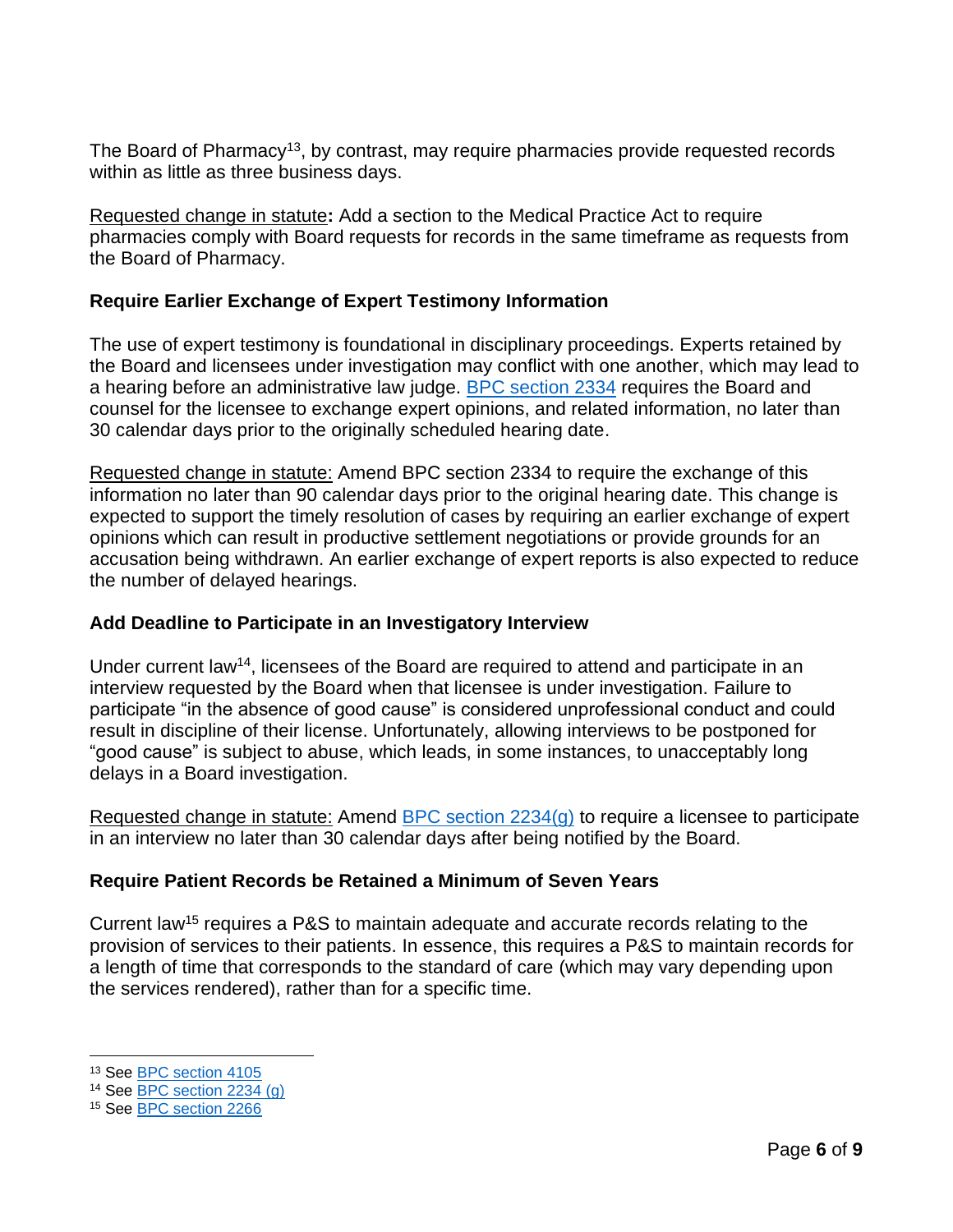The Board of Pharmacy[13], by contrast, may require pharmacies provide requested records within as little as three business days.

Requested change in statute**:** Add a section to the Medical Practice Act to require pharmacies comply with Board requests for records in the same timeframe as requests from the Board of Pharmacy.

### Require Earlier Exchange of Expert Testimony Information

The use of expert testimony is foundational in disciplinary proceedings. Experts retained by the Board and licensees under investigation may conflict with one another, which may lead to a hearing before an administrative law judge. BPC section 2334 requires the Board and counsel for the licensee to exchange expert opinions, and related information, no later than 30 calendar days prior to the originally scheduled hearing date.

Requested change in statute: Amend BPC section 2334 to require the exchange of this information no later than 90 calendar days prior to the original hearing date. This change is expected to support the timely resolution of cases by requiring an earlier exchange of expert opinions which can result in productive settlement negotiations or provide grounds for an accusation being withdrawn. An earlier exchange of expert reports is also expected to reduce the number of delayed hearings.

### Add Deadline to Participate in an Investigatory Interview

Under current law[14], licensees of the Board are required to attend and participate in an interview requested by the Board when that licensee is under investigation. Failure to participate "in the absence of good cause" is considered unprofessional conduct and could result in discipline of their license. Unfortunately, allowing interviews to be postponed for "good cause" is subject to abuse, which leads, in some instances, to unacceptably long delays in a Board investigation.

Requested change in statute: Amend BPC section 2234(g) to require a licensee to participate in an interview no later than 30 calendar days after being notified by the Board.

### Require Patient Records be Retained a Minimum of Seven Years

Current law[15] requires a P&S to maintain adequate and accurate records relating to the provision of services to their patients. In essence, this requires a P&S to maintain records for a length of time that corresponds to the standard of care (which may vary depending upon the services rendered), rather than for a specific time.

---

[13] See BPC section 4105

[14] See BPC section 2234 (g)

[15] See BPC section 2266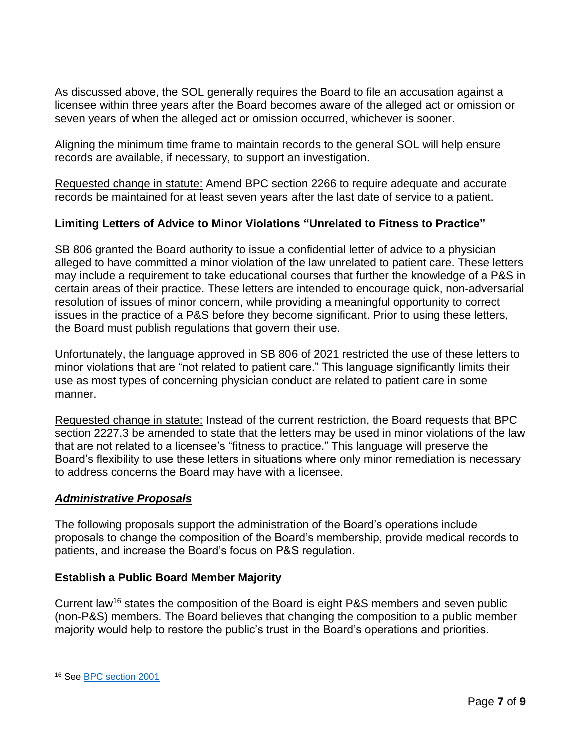As discussed above, the SOL generally requires the Board to file an accusation against a licensee within three years after the Board becomes aware of the alleged act or omission or seven years of when the alleged act or omission occurred, whichever is sooner.

Aligning the minimum time frame to maintain records to the general SOL will help ensure records are available, if necessary, to support an investigation.

Requested change in statute: Amend BPC section 2266 to require adequate and accurate records be maintained for at least seven years after the last date of service to a patient.

### Limiting Letters of Advice to Minor Violations "Unrelated to Fitness to Practice"

SB 806 granted the Board authority to issue a confidential letter of advice to a physician alleged to have committed a minor violation of the law unrelated to patient care. These letters may include a requirement to take educational courses that further the knowledge of a P&S in certain areas of their practice. These letters are intended to encourage quick, non-adversarial resolution of issues of minor concern, while providing a meaningful opportunity to correct issues in the practice of a P&S before they become significant. Prior to using these letters, the Board must publish regulations that govern their use.

Unfortunately, the language approved in SB 806 of 2021 restricted the use of these letters to minor violations that are "not related to patient care." This language significantly limits their use as most types of concerning physician conduct are related to patient care in some manner.

Requested change in statute: Instead of the current restriction, the Board requests that BPC section 2227.3 be amended to state that the letters may be used in minor violations of the law that are not related to a licensee's "fitness to practice." This language will preserve the Board's flexibility to use these letters in situations where only minor remediation is necessary to address concerns the Board may have with a licensee.

## ***Administrative Proposals***

The following proposals support the administration of the Board's operations include proposals to change the composition of the Board's membership, provide medical records to patients, and increase the Board's focus on P&S regulation.

### Establish a Public Board Member Majority

Current law[16] states the composition of the Board is eight P&S members and seven public (non-P&S) members. The Board believes that changing the composition to a public member majority would help to restore the public's trust in the Board's operations and priorities.

---

[16] See [BPC section 2001]()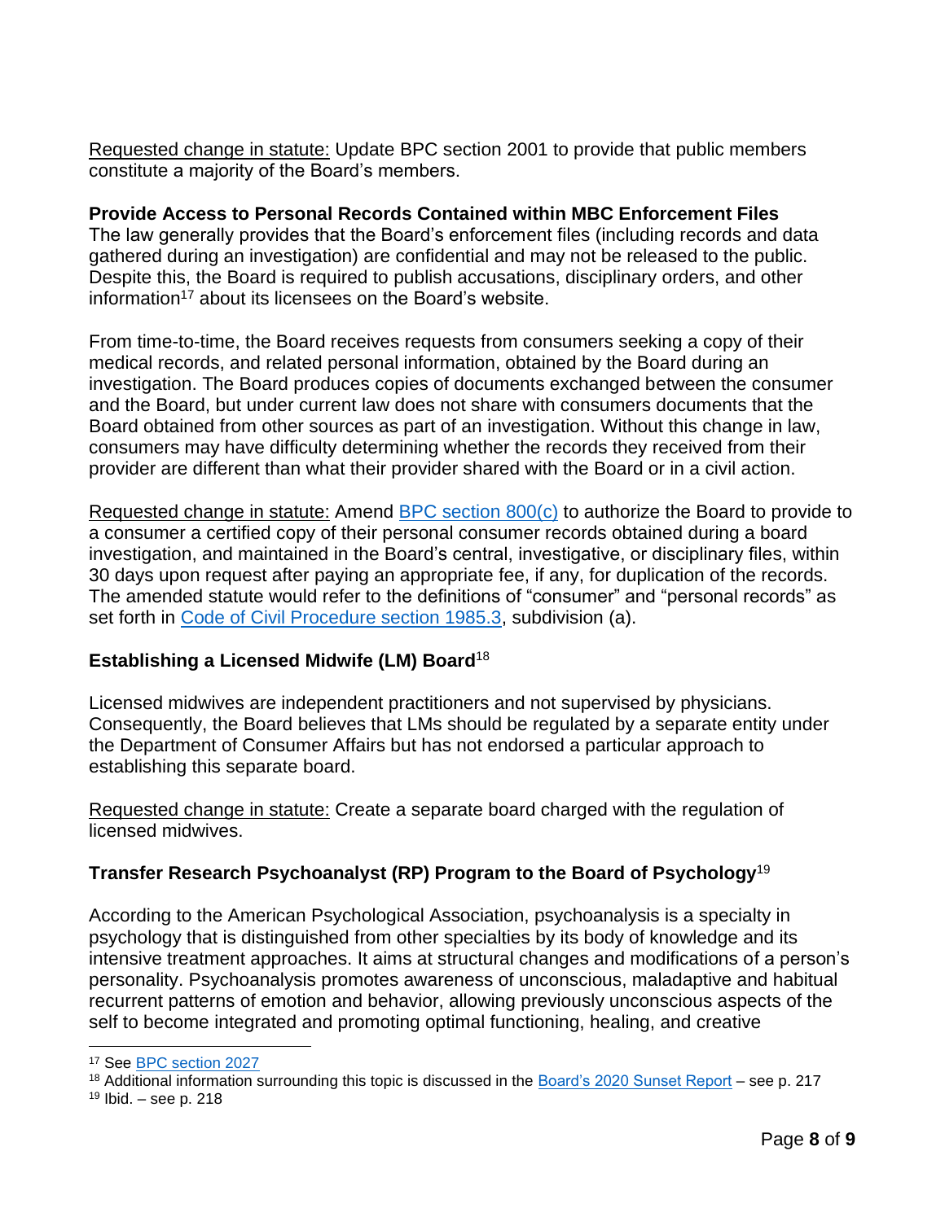Requested change in statute: Update BPC section 2001 to provide that public members constitute a majority of the Board's members.

**Provide Access to Personal Records Contained within MBC Enforcement Files**

The law generally provides that the Board's enforcement files (including records and data gathered during an investigation) are confidential and may not be released to the public. Despite this, the Board is required to publish accusations, disciplinary orders, and other information[17] about its licensees on the Board's website.

From time-to-time, the Board receives requests from consumers seeking a copy of their medical records, and related personal information, obtained by the Board during an investigation. The Board produces copies of documents exchanged between the consumer and the Board, but under current law does not share with consumers documents that the Board obtained from other sources as part of an investigation. Without this change in law, consumers may have difficulty determining whether the records they received from their provider are different than what their provider shared with the Board or in a civil action.

Requested change in statute: Amend BPC section 800(c) to authorize the Board to provide to a consumer a certified copy of their personal consumer records obtained during a board investigation, and maintained in the Board's central, investigative, or disciplinary files, within 30 days upon request after paying an appropriate fee, if any, for duplication of the records. The amended statute would refer to the definitions of "consumer" and "personal records" as set forth in Code of Civil Procedure section 1985.3, subdivision (a).

**Establishing a Licensed Midwife (LM) Board**[18]

Licensed midwives are independent practitioners and not supervised by physicians. Consequently, the Board believes that LMs should be regulated by a separate entity under the Department of Consumer Affairs but has not endorsed a particular approach to establishing this separate board.

Requested change in statute: Create a separate board charged with the regulation of licensed midwives.

**Transfer Research Psychoanalyst (RP) Program to the Board of Psychology**[19]

According to the American Psychological Association, psychoanalysis is a specialty in psychology that is distinguished from other specialties by its body of knowledge and its intensive treatment approaches. It aims at structural changes and modifications of a person's personality. Psychoanalysis promotes awareness of unconscious, maladaptive and habitual recurrent patterns of emotion and behavior, allowing previously unconscious aspects of the self to become integrated and promoting optimal functioning, healing, and creative

---

[17] See BPC section 2027

[18] Additional information surrounding this topic is discussed in the Board's 2020 Sunset Report – see p. 217

[19] Ibid. – see p. 218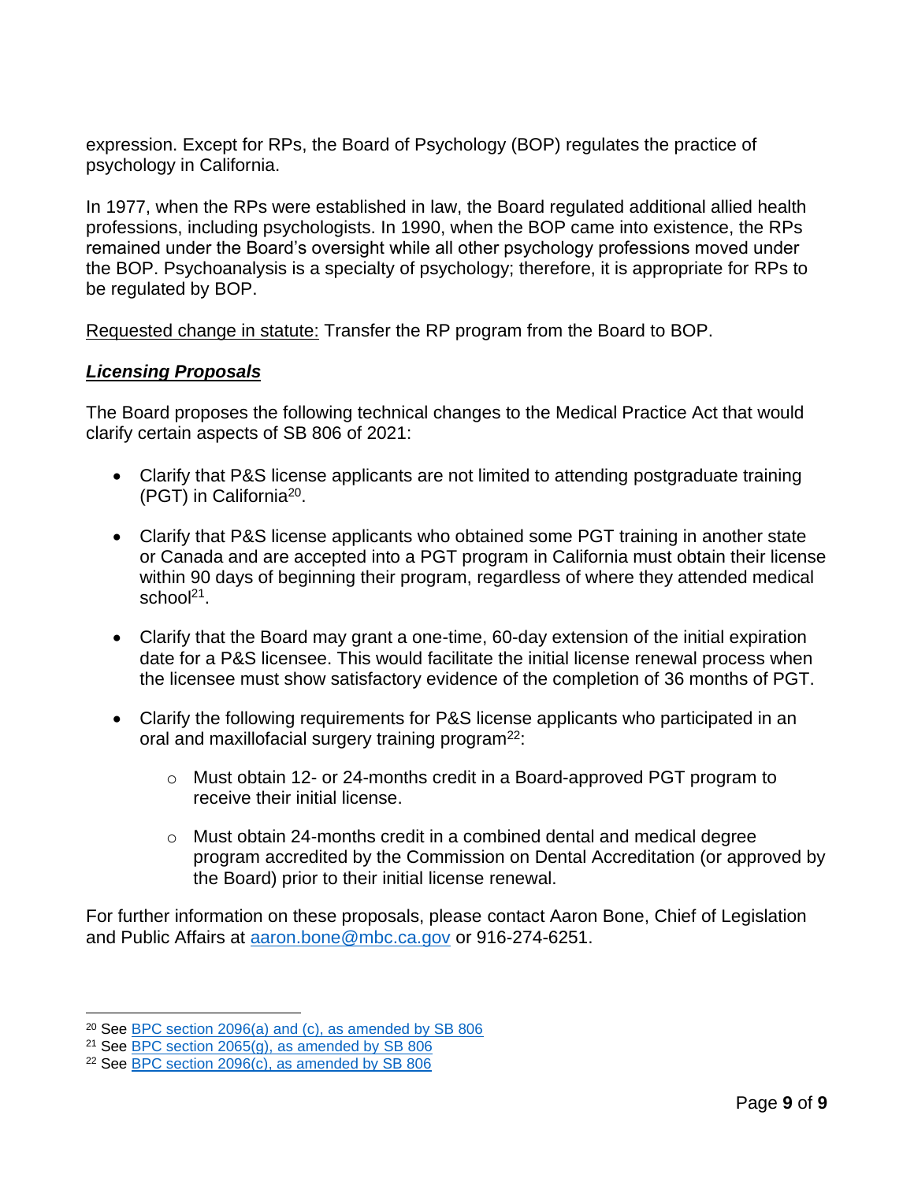expression. Except for RPs, the Board of Psychology (BOP) regulates the practice of psychology in California.

In 1977, when the RPs were established in law, the Board regulated additional allied health professions, including psychologists. In 1990, when the BOP came into existence, the RPs remained under the Board's oversight while all other psychology professions moved under the BOP. Psychoanalysis is a specialty of psychology; therefore, it is appropriate for RPs to be regulated by BOP.

Requested change in statute: Transfer the RP program from the Board to BOP.

***Licensing Proposals***

The Board proposes the following technical changes to the Medical Practice Act that would clarify certain aspects of SB 806 of 2021:

- Clarify that P&S license applicants are not limited to attending postgraduate training (PGT) in California[20].
- Clarify that P&S license applicants who obtained some PGT training in another state or Canada and are accepted into a PGT program in California must obtain their license within 90 days of beginning their program, regardless of where they attended medical school[21].
- Clarify that the Board may grant a one-time, 60-day extension of the initial expiration date for a P&S licensee. This would facilitate the initial license renewal process when the licensee must show satisfactory evidence of the completion of 36 months of PGT.
- Clarify the following requirements for P&S license applicants who participated in an oral and maxillofacial surgery training program[22]:
    - Must obtain 12- or 24-months credit in a Board-approved PGT program to receive their initial license.
    - Must obtain 24-months credit in a combined dental and medical degree program accredited by the Commission on Dental Accreditation (or approved by the Board) prior to their initial license renewal.

For further information on these proposals, please contact Aaron Bone, Chief of Legislation and Public Affairs at aaron.bone@mbc.ca.gov or 916-274-6251.

---

[20] See BPC section 2096(a) and (c), as amended by SB 806

[21] See BPC section 2065(g), as amended by SB 806

[22] See BPC section 2096(c), as amended by SB 806